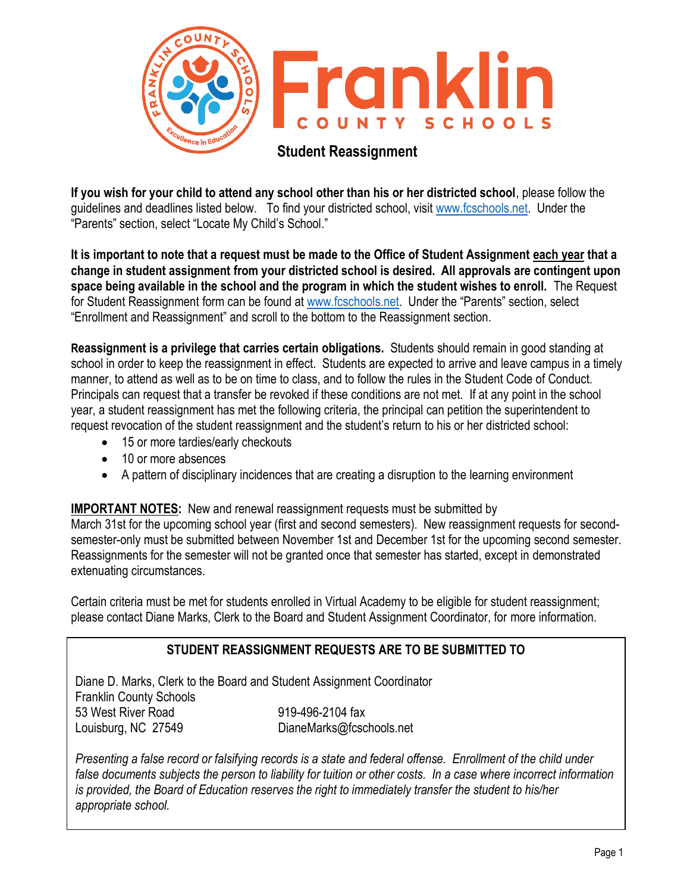# Franklin County Schools

## Student Reassignment

**If you wish for your child to attend any school other than his or her districted school**, please follow the guidelines and deadlines listed below. To find your districted school, visit www.fcschools.net. Under the "Parents" section, select "Locate My Child's School."

**It is important to note that a request must be made to the Office of Student Assignment each year that a change in student assignment from your districted school is desired. All approvals are contingent upon space being available in the school and the program in which the student wishes to enroll.** The Request for Student Reassignment form can be found at www.fcschools.net. Under the "Parents" section, select "Enrollment and Reassignment" and scroll to the bottom to the Reassignment section.

**Reassignment is a privilege that carries certain obligations.** Students should remain in good standing at school in order to keep the reassignment in effect. Students are expected to arrive and leave campus in a timely manner, to attend as well as to be on time to class, and to follow the rules in the Student Code of Conduct. Principals can request that a transfer be revoked if these conditions are not met. If at any point in the school year, a student reassignment has met the following criteria, the principal can petition the superintendent to request revocation of the student reassignment and the student's return to his or her districted school:

- 15 or more tardies/early checkouts
- 10 or more absences
- A pattern of disciplinary incidences that are creating a disruption to the learning environment

**IMPORTANT NOTES:** New and renewal reassignment requests must be submitted by March 31st for the upcoming school year (first and second semesters). New reassignment requests for second-semester-only must be submitted between November 1st and December 1st for the upcoming second semester. Reassignments for the semester will not be granted once that semester has started, except in demonstrated extenuating circumstances.

Certain criteria must be met for students enrolled in Virtual Academy to be eligible for student reassignment; please contact Diane Marks, Clerk to the Board and Student Assignment Coordinator, for more information.

**STUDENT REASSIGNMENT REQUESTS ARE TO BE SUBMITTED TO**

Diane D. Marks, Clerk to the Board and Student Assignment Coordinator
Franklin County Schools
53 West River Road
Louisburg, NC 27549

919-496-2104 fax
DianeMarks@fcschools.net

*Presenting a false record or falsifying records is a state and federal offense. Enrollment of the child under false documents subjects the person to liability for tuition or other costs. In a case where incorrect information is provided, the Board of Education reserves the right to immediately transfer the student to his/her appropriate school.*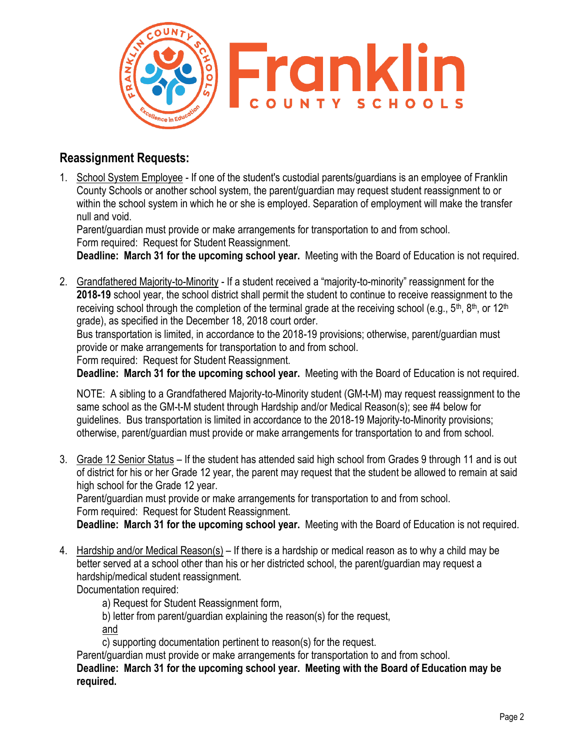## Reassignment Requests:

1. School System Employee - If one of the student's custodial parents/guardians is an employee of Franklin County Schools or another school system, the parent/guardian may request student reassignment to or within the school system in which he or she is employed. Separation of employment will make the transfer null and void.
   Parent/guardian must provide or make arrangements for transportation to and from school.
   Form required: Request for Student Reassignment.
   **Deadline: March 31 for the upcoming school year.** Meeting with the Board of Education is not required.

2. Grandfathered Majority-to-Minority - If a student received a "majority-to-minority" reassignment for the **2018-19** school year, the school district shall permit the student to continue to receive reassignment to the receiving school through the completion of the terminal grade at the receiving school (e.g., 5th, 8th, or 12th grade), as specified in the December 18, 2018 court order.
   Bus transportation is limited, in accordance to the 2018-19 provisions; otherwise, parent/guardian must provide or make arrangements for transportation to and from school.
   Form required: Request for Student Reassignment.
   **Deadline: March 31 for the upcoming school year.** Meeting with the Board of Education is not required.

   NOTE: A sibling to a Grandfathered Majority-to-Minority student (GM-t-M) may request reassignment to the same school as the GM-t-M student through Hardship and/or Medical Reason(s); see #4 below for guidelines. Bus transportation is limited in accordance to the 2018-19 Majority-to-Minority provisions; otherwise, parent/guardian must provide or make arrangements for transportation to and from school.

3. Grade 12 Senior Status – If the student has attended said high school from Grades 9 through 11 and is out of district for his or her Grade 12 year, the parent may request that the student be allowed to remain at said high school for the Grade 12 year.
   Parent/guardian must provide or make arrangements for transportation to and from school.
   Form required: Request for Student Reassignment.
   **Deadline: March 31 for the upcoming school year.** Meeting with the Board of Education is not required.

4. Hardship and/or Medical Reason(s) – If there is a hardship or medical reason as to why a child may be better served at a school other than his or her districted school, the parent/guardian may request a hardship/medical student reassignment.
   Documentation required:
      a) Request for Student Reassignment form,
      b) letter from parent/guardian explaining the reason(s) for the request,
      and
      c) supporting documentation pertinent to reason(s) for the request.
   Parent/guardian must provide or make arrangements for transportation to and from school.
   **Deadline: March 31 for the upcoming school year. Meeting with the Board of Education may be required.**